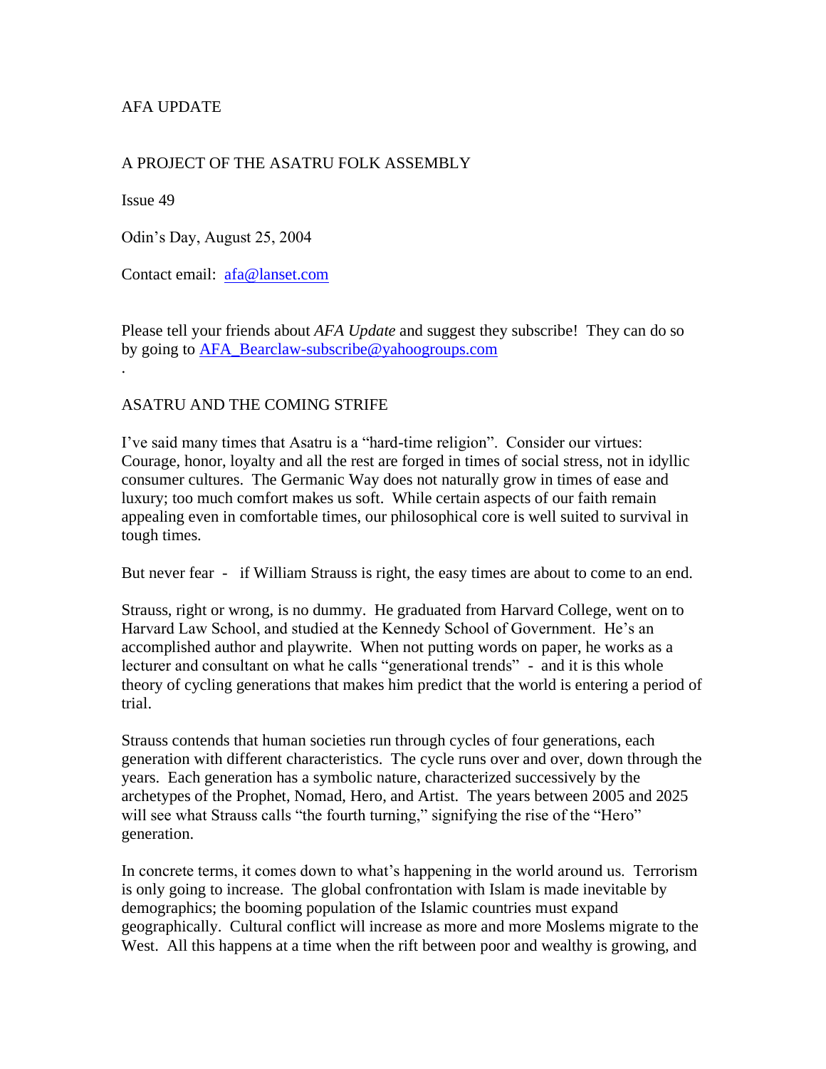AFA UPDATE

A PROJECT OF THE ASATRU FOLK ASSEMBLY

Issue 49

Odin's Day, August 25, 2004

Contact email: afa@lanset.com

Please tell your friends about *AFA Update* and suggest they subscribe! They can do so by going to AFA_Bearclaw-subscribe@yahoogroups.com

.

## ASATRU AND THE COMING STRIFE

I've said many times that Asatru is a "hard-time religion". Consider our virtues: Courage, honor, loyalty and all the rest are forged in times of social stress, not in idyllic consumer cultures. The Germanic Way does not naturally grow in times of ease and luxury; too much comfort makes us soft. While certain aspects of our faith remain appealing even in comfortable times, our philosophical core is well suited to survival in tough times.

But never fear - if William Strauss is right, the easy times are about to come to an end.

Strauss, right or wrong, is no dummy. He graduated from Harvard College, went on to Harvard Law School, and studied at the Kennedy School of Government. He's an accomplished author and playwrite. When not putting words on paper, he works as a lecturer and consultant on what he calls "generational trends" - and it is this whole theory of cycling generations that makes him predict that the world is entering a period of trial.

Strauss contends that human societies run through cycles of four generations, each generation with different characteristics. The cycle runs over and over, down through the years. Each generation has a symbolic nature, characterized successively by the archetypes of the Prophet, Nomad, Hero, and Artist. The years between 2005 and 2025 will see what Strauss calls "the fourth turning," signifying the rise of the "Hero" generation.

In concrete terms, it comes down to what's happening in the world around us. Terrorism is only going to increase. The global confrontation with Islam is made inevitable by demographics; the booming population of the Islamic countries must expand geographically. Cultural conflict will increase as more and more Moslems migrate to the West. All this happens at a time when the rift between poor and wealthy is growing, and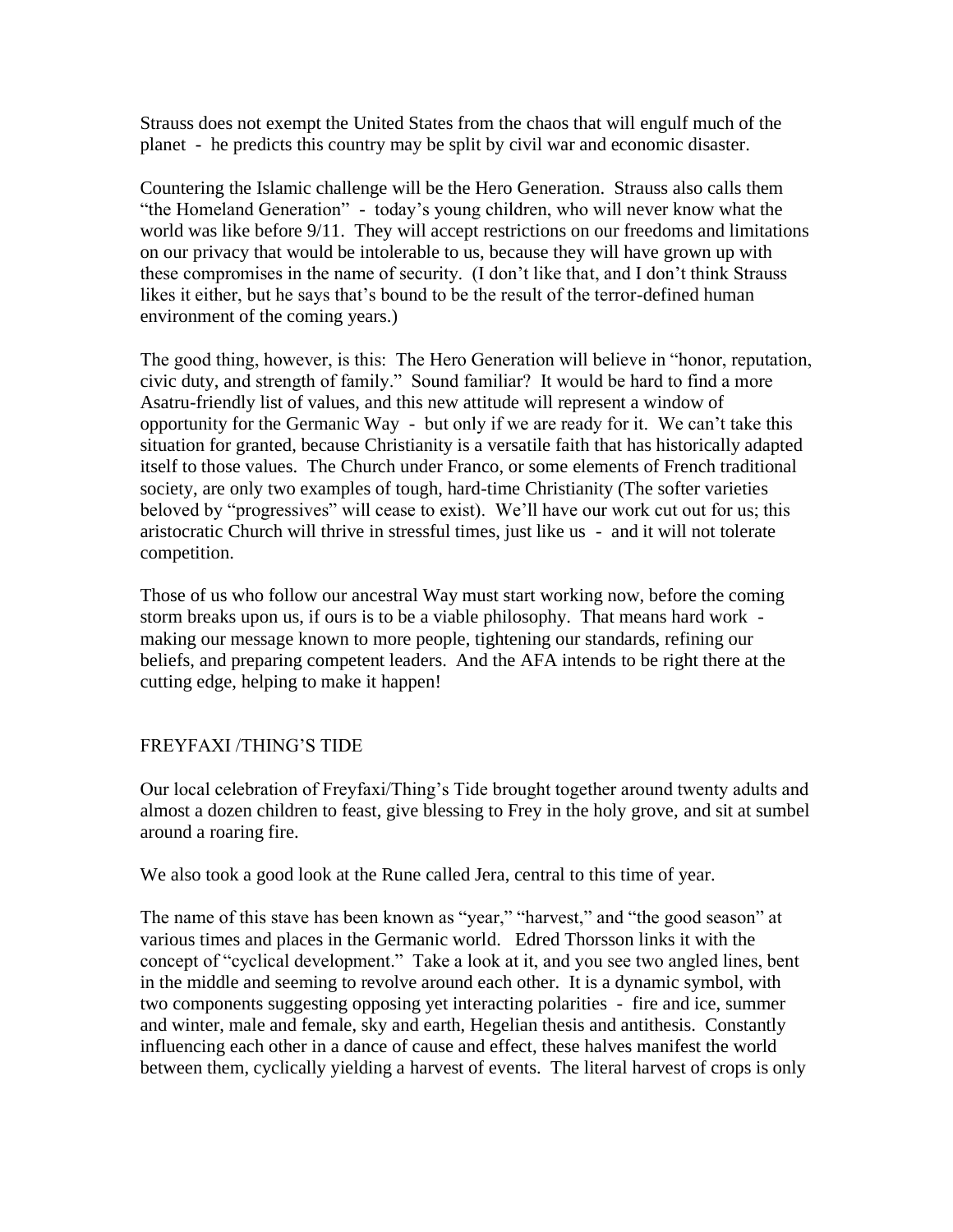Strauss does not exempt the United States from the chaos that will engulf much of the planet - he predicts this country may be split by civil war and economic disaster.

Countering the Islamic challenge will be the Hero Generation. Strauss also calls them "the Homeland Generation" - today's young children, who will never know what the world was like before 9/11. They will accept restrictions on our freedoms and limitations on our privacy that would be intolerable to us, because they will have grown up with these compromises in the name of security. (I don't like that, and I don't think Strauss likes it either, but he says that's bound to be the result of the terror-defined human environment of the coming years.)

The good thing, however, is this: The Hero Generation will believe in "honor, reputation, civic duty, and strength of family." Sound familiar? It would be hard to find a more Asatru-friendly list of values, and this new attitude will represent a window of opportunity for the Germanic Way - but only if we are ready for it. We can't take this situation for granted, because Christianity is a versatile faith that has historically adapted itself to those values. The Church under Franco, or some elements of French traditional society, are only two examples of tough, hard-time Christianity (The softer varieties beloved by "progressives" will cease to exist). We'll have our work cut out for us; this aristocratic Church will thrive in stressful times, just like us - and it will not tolerate competition.

Those of us who follow our ancestral Way must start working now, before the coming storm breaks upon us, if ours is to be a viable philosophy. That means hard work - making our message known to more people, tightening our standards, refining our beliefs, and preparing competent leaders. And the AFA intends to be right there at the cutting edge, helping to make it happen!

## FREYFAXI /THING'S TIDE

Our local celebration of Freyfaxi/Thing's Tide brought together around twenty adults and almost a dozen children to feast, give blessing to Frey in the holy grove, and sit at sumbel around a roaring fire.

We also took a good look at the Rune called Jera, central to this time of year.

The name of this stave has been known as "year," "harvest," and "the good season" at various times and places in the Germanic world. Edred Thorsson links it with the concept of "cyclical development." Take a look at it, and you see two angled lines, bent in the middle and seeming to revolve around each other. It is a dynamic symbol, with two components suggesting opposing yet interacting polarities - fire and ice, summer and winter, male and female, sky and earth, Hegelian thesis and antithesis. Constantly influencing each other in a dance of cause and effect, these halves manifest the world between them, cyclically yielding a harvest of events. The literal harvest of crops is only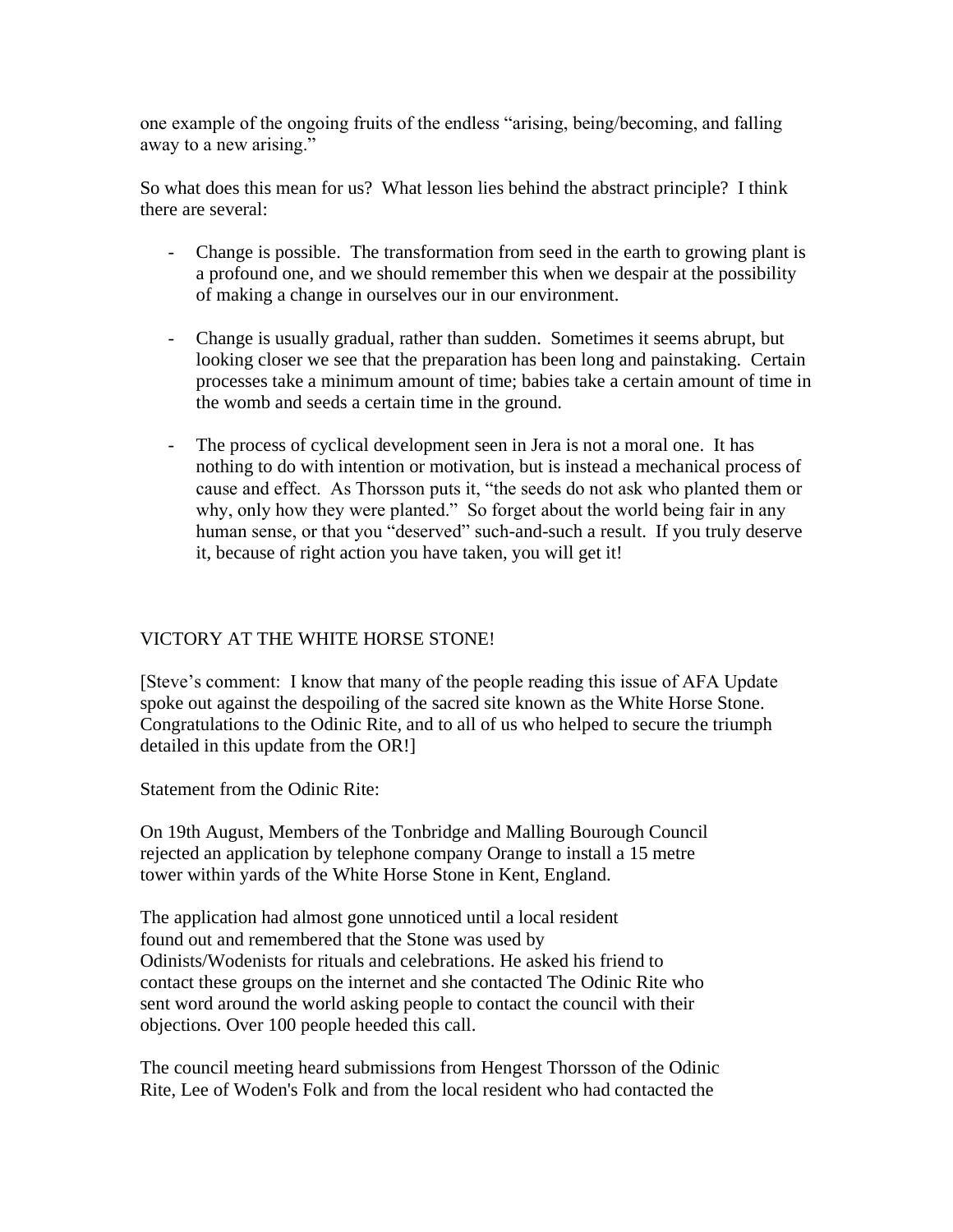one example of the ongoing fruits of the endless "arising, being/becoming, and falling away to a new arising."

So what does this mean for us? What lesson lies behind the abstract principle? I think there are several:

- Change is possible. The transformation from seed in the earth to growing plant is a profound one, and we should remember this when we despair at the possibility of making a change in ourselves our in our environment.

- Change is usually gradual, rather than sudden. Sometimes it seems abrupt, but looking closer we see that the preparation has been long and painstaking. Certain processes take a minimum amount of time; babies take a certain amount of time in the womb and seeds a certain time in the ground.

- The process of cyclical development seen in Jera is not a moral one. It has nothing to do with intention or motivation, but is instead a mechanical process of cause and effect. As Thorsson puts it, "the seeds do not ask who planted them or why, only how they were planted." So forget about the world being fair in any human sense, or that you "deserved" such-and-such a result. If you truly deserve it, because of right action you have taken, you will get it!

## VICTORY AT THE WHITE HORSE STONE!

[Steve's comment: I know that many of the people reading this issue of AFA Update spoke out against the despoiling of the sacred site known as the White Horse Stone. Congratulations to the Odinic Rite, and to all of us who helped to secure the triumph detailed in this update from the OR!]

Statement from the Odinic Rite:

On 19th August, Members of the Tonbridge and Malling Bourough Council rejected an application by telephone company Orange to install a 15 metre tower within yards of the White Horse Stone in Kent, England.

The application had almost gone unnoticed until a local resident found out and remembered that the Stone was used by Odinists/Wodenists for rituals and celebrations. He asked his friend to contact these groups on the internet and she contacted The Odinic Rite who sent word around the world asking people to contact the council with their objections. Over 100 people heeded this call.

The council meeting heard submissions from Hengest Thorsson of the Odinic Rite, Lee of Woden's Folk and from the local resident who had contacted the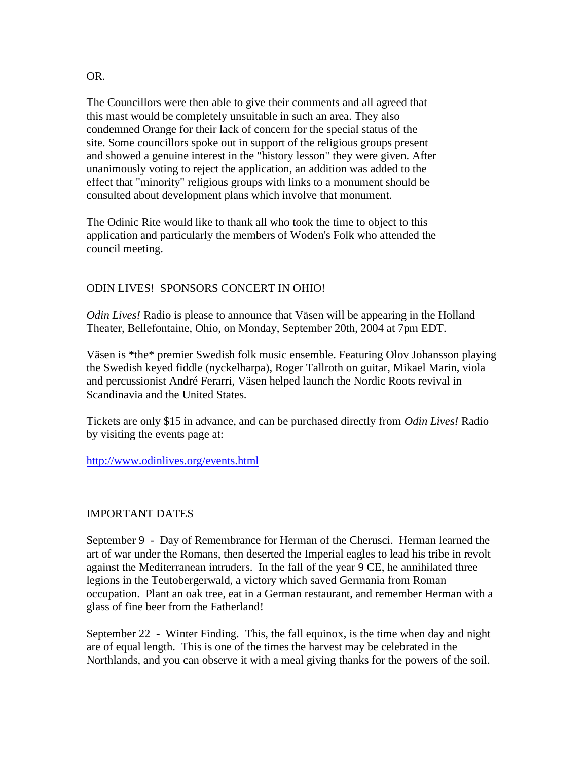OR.

The Councillors were then able to give their comments and all agreed that this mast would be completely unsuitable in such an area. They also condemned Orange for their lack of concern for the special status of the site. Some councillors spoke out in support of the religious groups present and showed a genuine interest in the "history lesson" they were given. After unanimously voting to reject the application, an addition was added to the effect that "minority" religious groups with links to a monument should be consulted about development plans which involve that monument.

The Odinic Rite would like to thank all who took the time to object to this application and particularly the members of Woden's Folk who attended the council meeting.

## ODIN LIVES! SPONSORS CONCERT IN OHIO!

*Odin Lives!* Radio is please to announce that Väsen will be appearing in the Holland Theater, Bellefontaine, Ohio, on Monday, September 20th, 2004 at 7pm EDT.

Väsen is *the* premier Swedish folk music ensemble. Featuring Olov Johansson playing the Swedish keyed fiddle (nyckelharpa), Roger Tallroth on guitar, Mikael Marin, viola and percussionist André Ferarri, Väsen helped launch the Nordic Roots revival in Scandinavia and the United States.

Tickets are only $15 in advance, and can be purchased directly from *Odin Lives!* Radio by visiting the events page at:

http://www.odinlives.org/events.html

## IMPORTANT DATES

September 9 - Day of Remembrance for Herman of the Cherusci. Herman learned the art of war under the Romans, then deserted the Imperial eagles to lead his tribe in revolt against the Mediterranean intruders. In the fall of the year 9 CE, he annihilated three legions in the Teutobergerwald, a victory which saved Germania from Roman occupation. Plant an oak tree, eat in a German restaurant, and remember Herman with a glass of fine beer from the Fatherland!

September 22 - Winter Finding. This, the fall equinox, is the time when day and night are of equal length. This is one of the times the harvest may be celebrated in the Northlands, and you can observe it with a meal giving thanks for the powers of the soil.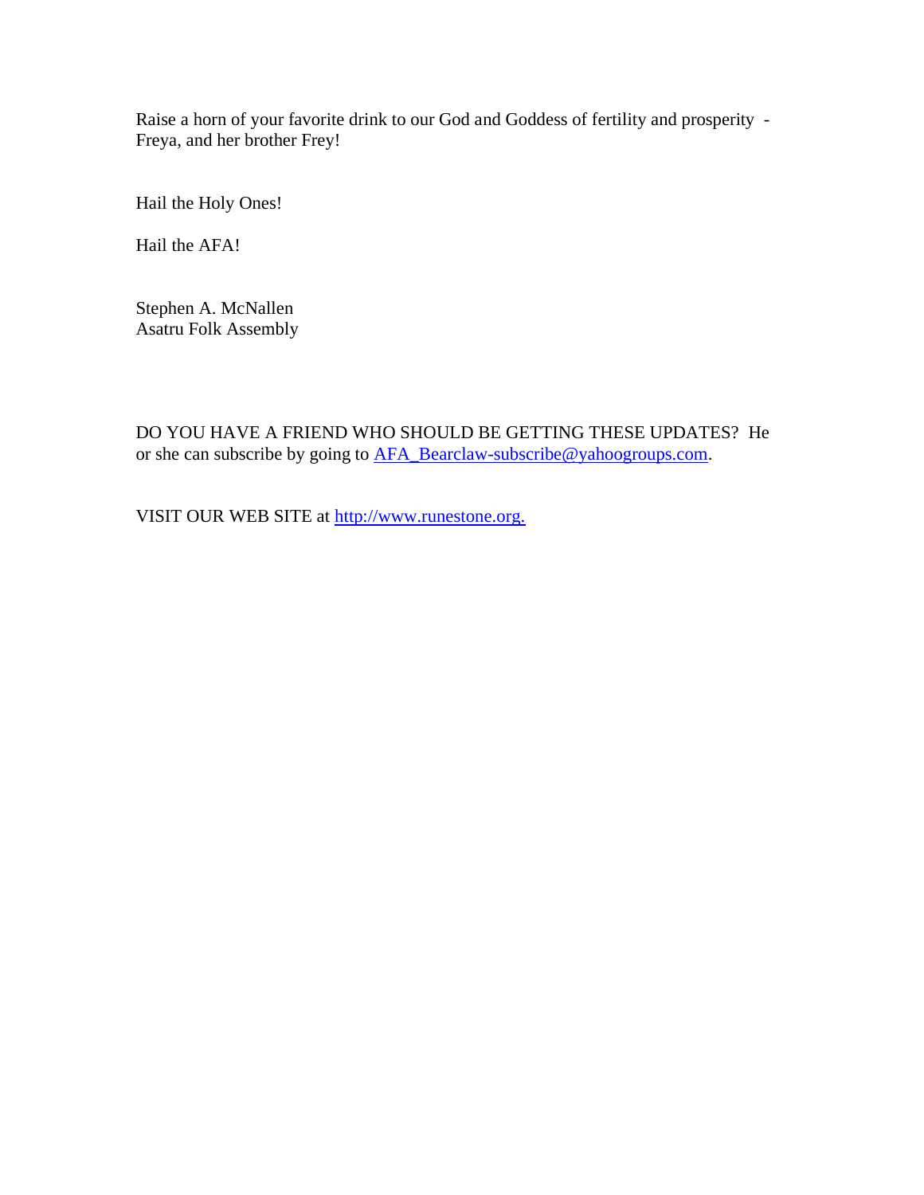Raise a horn of your favorite drink to our God and Goddess of fertility and prosperity - Freya, and her brother Frey!

Hail the Holy Ones!

Hail the AFA!

Stephen A. McNallen
Asatru Folk Assembly

DO YOU HAVE A FRIEND WHO SHOULD BE GETTING THESE UPDATES? He or she can subscribe by going to AFA_Bearclaw-subscribe@yahoogroups.com.

VISIT OUR WEB SITE at http://www.runestone.org.